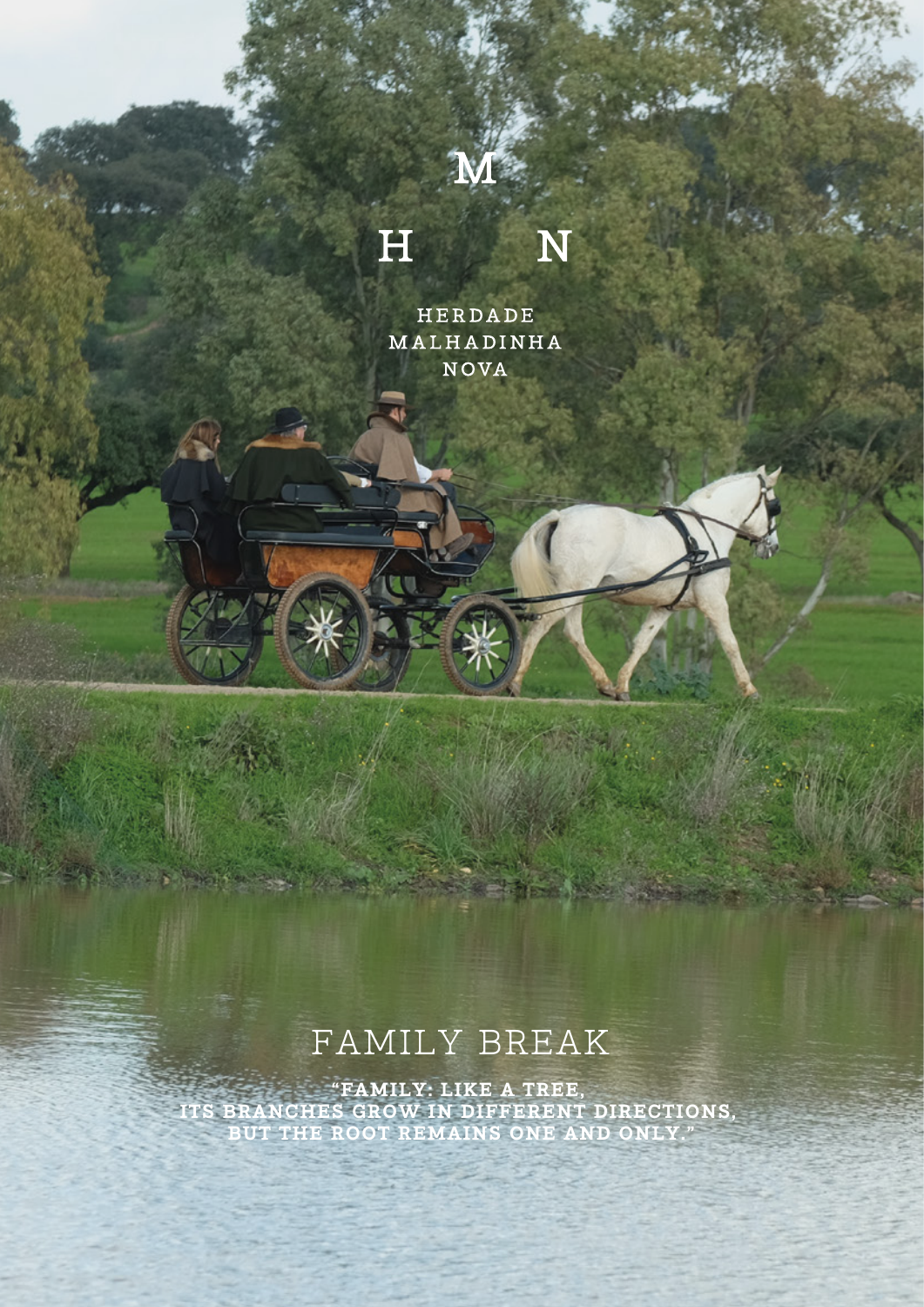M

H N

HERDADE MALHADINHA NOVA

# FAMILY BREAK

**"FAMILY: LIKE A TREE, ITS BRANCHES GROW IN DIFFERENT DIRECTIONS, BUT THE ROOT REMAINS ONE AND ONLY."**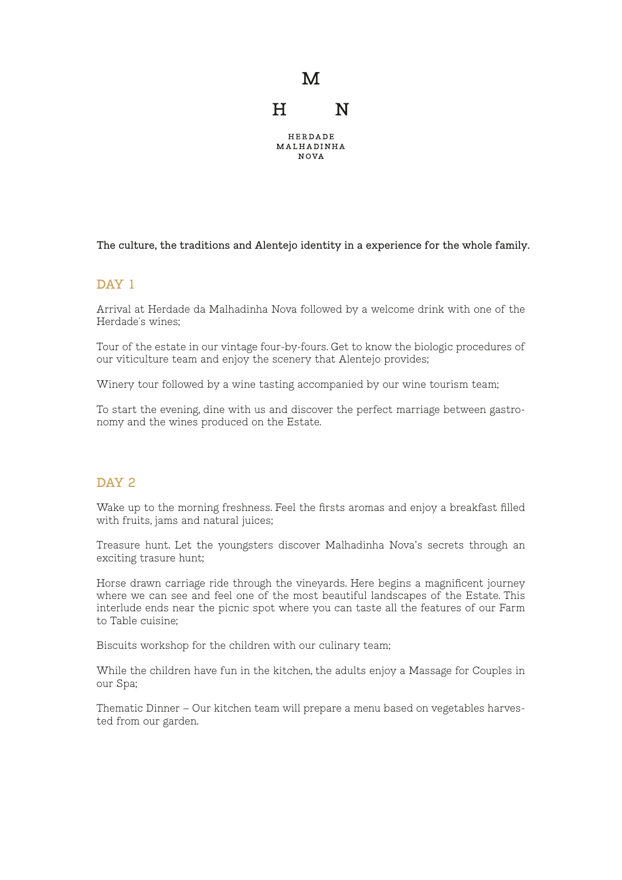M

H N

HERDADE
MALHADINHA
NOVA

**The culture, the traditions and Alentejo identity in a experience for the whole family.**

## DAY 1

Arrival at Herdade da Malhadinha Nova followed by a welcome drink with one of the Herdade's wines;

Tour of the estate in our vintage four-by-fours. Get to know the biologic procedures of our viticulture team and enjoy the scenery that Alentejo provides;

Winery tour followed by a wine tasting accompanied by our wine tourism team;

To start the evening, dine with us and discover the perfect marriage between gastronomy and the wines produced on the Estate.

## DAY 2

Wake up to the morning freshness. Feel the firsts aromas and enjoy a breakfast filled with fruits, jams and natural juices;

Treasure hunt. Let the youngsters discover Malhadinha Nova's secrets through an exciting trasure hunt;

Horse drawn carriage ride through the vineyards. Here begins a magnificent journey where we can see and feel one of the most beautiful landscapes of the Estate. This interlude ends near the picnic spot where you can taste all the features of our Farm to Table cuisine;

Biscuits workshop for the children with our culinary team;

While the children have fun in the kitchen, the adults enjoy a Massage for Couples in our Spa;

Thematic Dinner – Our kitchen team will prepare a menu based on vegetables harvested from our garden.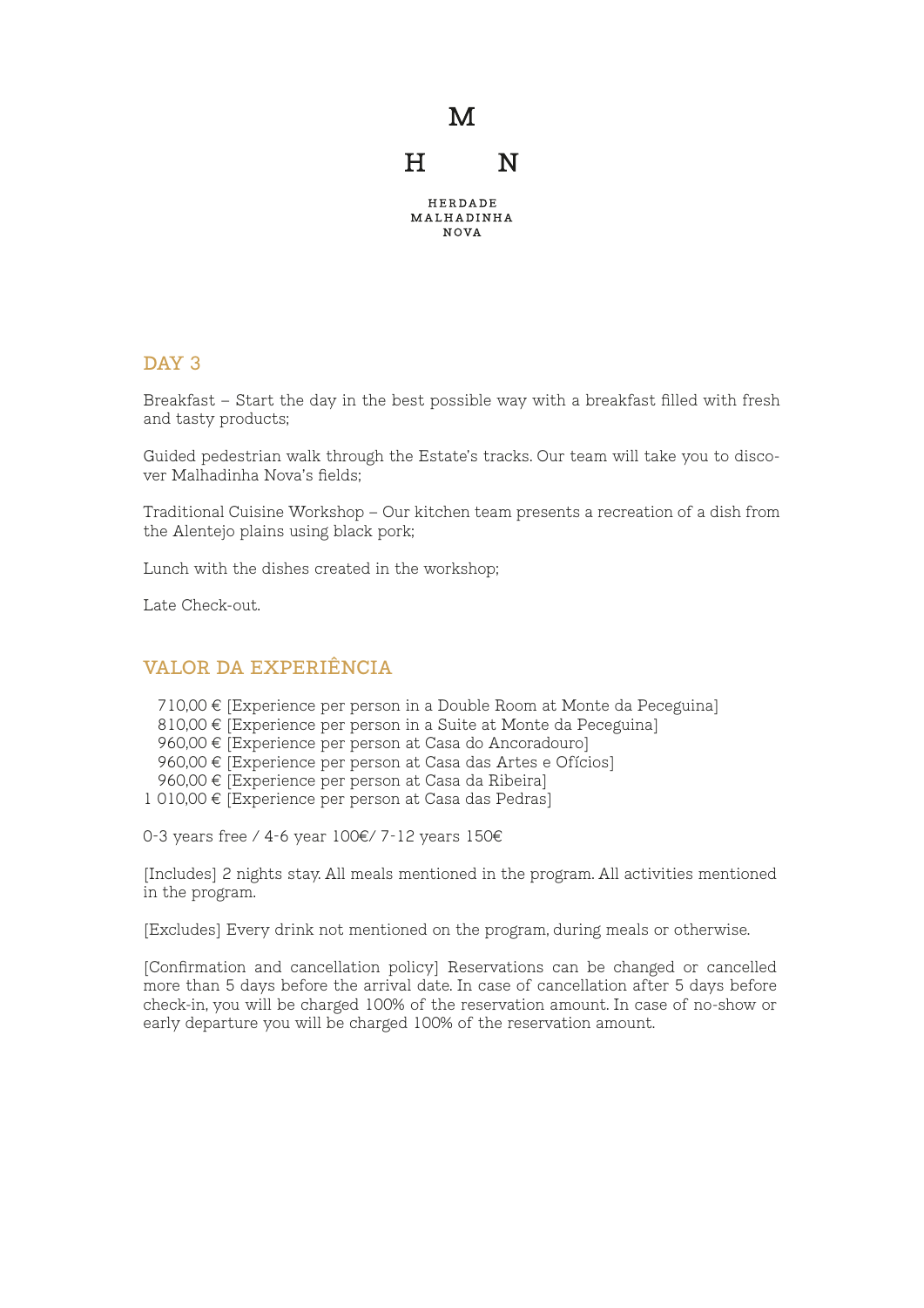M

H N

HERDADE
MALHADINHA
NOVA

## DAY 3

Breakfast – Start the day in the best possible way with a breakfast filled with fresh and tasty products;

Guided pedestrian walk through the Estate's tracks. Our team will take you to discover Malhadinha Nova's fields;

Traditional Cuisine Workshop – Our kitchen team presents a recreation of a dish from the Alentejo plains using black pork;

Lunch with the dishes created in the workshop;

Late Check-out.

## VALOR DA EXPERIÊNCIA

710,00 € [Experience per person in a Double Room at Monte da Peceguina]
810,00 € [Experience per person in a Suite at Monte da Peceguina]
960,00 € [Experience per person at Casa do Ancoradouro]
960,00 € [Experience per person at Casa das Artes e Ofícios]
960,00 € [Experience per person at Casa da Ribeira]
1 010,00 € [Experience per person at Casa das Pedras]

0-3 years free / 4-6 year 100€/ 7-12 years 150€

[Includes] 2 nights stay. All meals mentioned in the program. All activities mentioned in the program.

[Excludes] Every drink not mentioned on the program, during meals or otherwise.

[Confirmation and cancellation policy] Reservations can be changed or cancelled more than 5 days before the arrival date. In case of cancellation after 5 days before check-in, you will be charged 100% of the reservation amount. In case of no-show or early departure you will be charged 100% of the reservation amount.